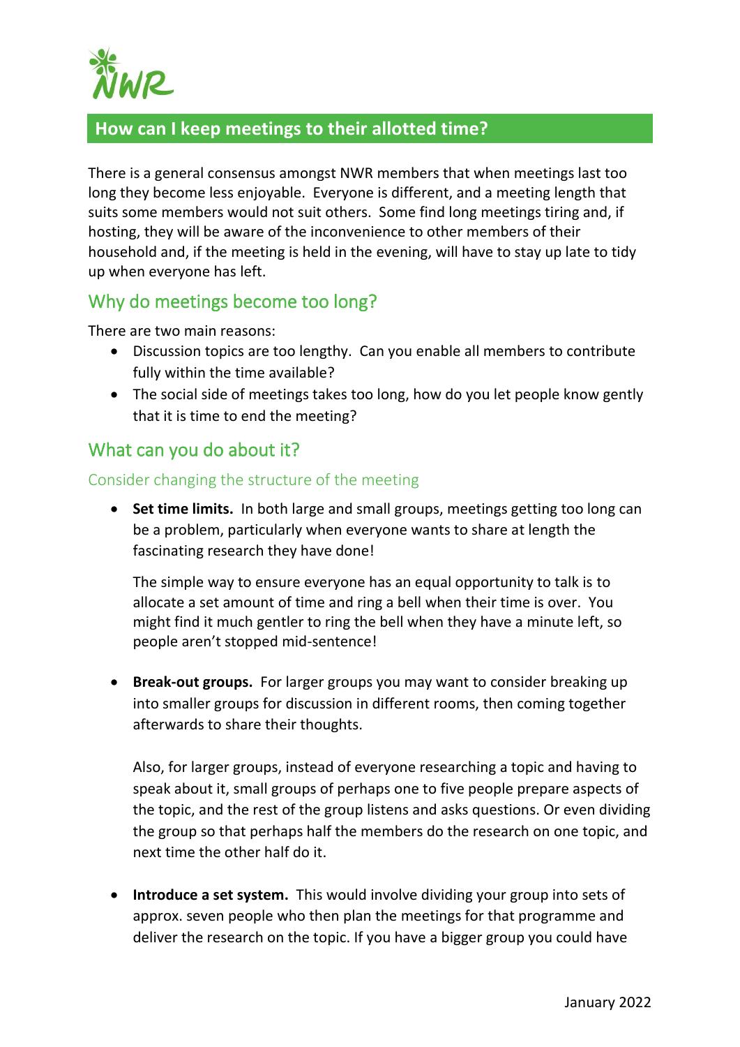NWR

# How can I keep meetings to their allotted time?

There is a general consensus amongst NWR members that when meetings last too long they become less enjoyable. Everyone is different, and a meeting length that suits some members would not suit others. Some find long meetings tiring and, if hosting, they will be aware of the inconvenience to other members of their household and, if the meeting is held in the evening, will have to stay up late to tidy up when everyone has left.

## Why do meetings become too long?

There are two main reasons:

- Discussion topics are too lengthy. Can you enable all members to contribute fully within the time available?
- The social side of meetings takes too long, how do you let people know gently that it is time to end the meeting?

## What can you do about it?

### Consider changing the structure of the meeting

- **Set time limits.** In both large and small groups, meetings getting too long can be a problem, particularly when everyone wants to share at length the fascinating research they have done!

  The simple way to ensure everyone has an equal opportunity to talk is to allocate a set amount of time and ring a bell when their time is over. You might find it much gentler to ring the bell when they have a minute left, so people aren't stopped mid-sentence!

- **Break-out groups.** For larger groups you may want to consider breaking up into smaller groups for discussion in different rooms, then coming together afterwards to share their thoughts.

  Also, for larger groups, instead of everyone researching a topic and having to speak about it, small groups of perhaps one to five people prepare aspects of the topic, and the rest of the group listens and asks questions. Or even dividing the group so that perhaps half the members do the research on one topic, and next time the other half do it.

- **Introduce a set system.** This would involve dividing your group into sets of approx. seven people who then plan the meetings for that programme and deliver the research on the topic. If you have a bigger group you could have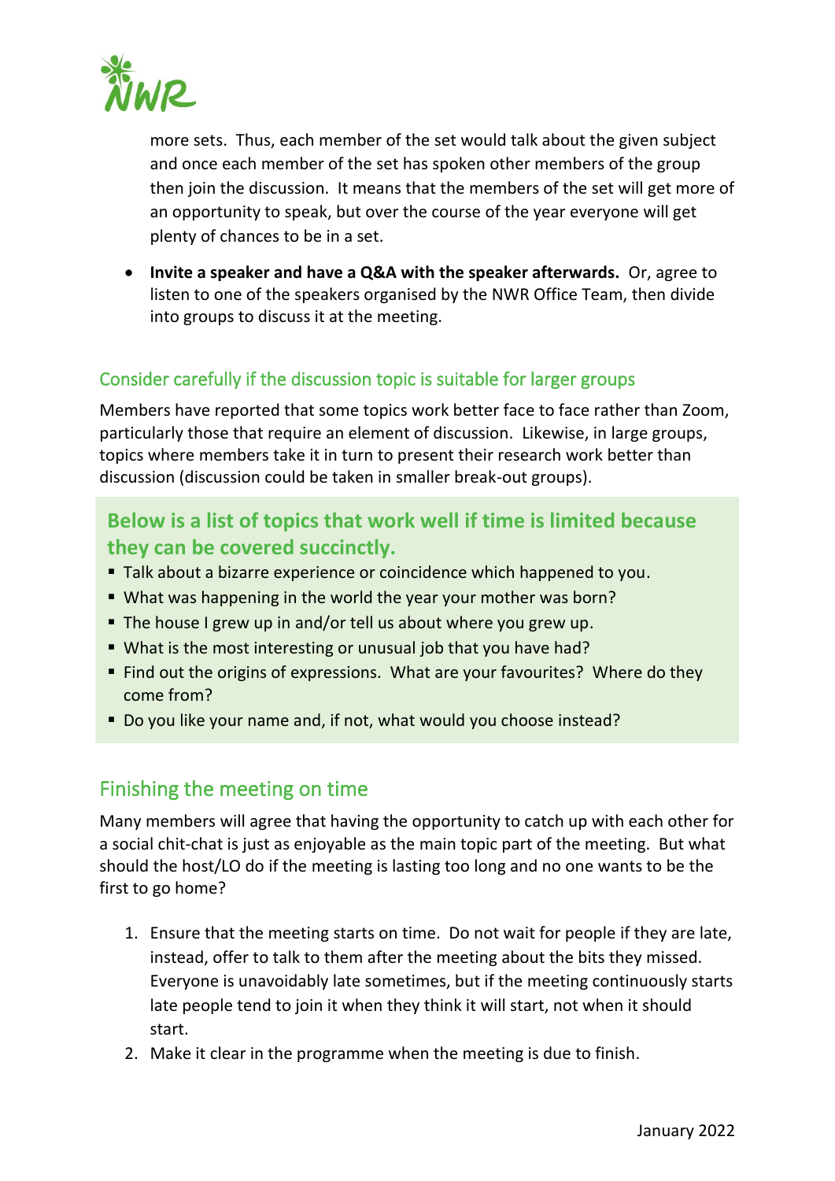more sets. Thus, each member of the set would talk about the given subject and once each member of the set has spoken other members of the group then join the discussion. It means that the members of the set will get more of an opportunity to speak, but over the course of the year everyone will get plenty of chances to be in a set.

- **Invite a speaker and have a Q&A with the speaker afterwards.** Or, agree to listen to one of the speakers organised by the NWR Office Team, then divide into groups to discuss it at the meeting.

## Consider carefully if the discussion topic is suitable for larger groups

Members have reported that some topics work better face to face rather than Zoom, particularly those that require an element of discussion. Likewise, in large groups, topics where members take it in turn to present their research work better than discussion (discussion could be taken in smaller break-out groups).

### Below is a list of topics that work well if time is limited because they can be covered succinctly.

- Talk about a bizarre experience or coincidence which happened to you.
- What was happening in the world the year your mother was born?
- The house I grew up in and/or tell us about where you grew up.
- What is the most interesting or unusual job that you have had?
- Find out the origins of expressions. What are your favourites? Where do they come from?
- Do you like your name and, if not, what would you choose instead?

## Finishing the meeting on time

Many members will agree that having the opportunity to catch up with each other for a social chit-chat is just as enjoyable as the main topic part of the meeting. But what should the host/LO do if the meeting is lasting too long and no one wants to be the first to go home?

1. Ensure that the meeting starts on time. Do not wait for people if they are late, instead, offer to talk to them after the meeting about the bits they missed. Everyone is unavoidably late sometimes, but if the meeting continuously starts late people tend to join it when they think it will start, not when it should start.
2. Make it clear in the programme when the meeting is due to finish.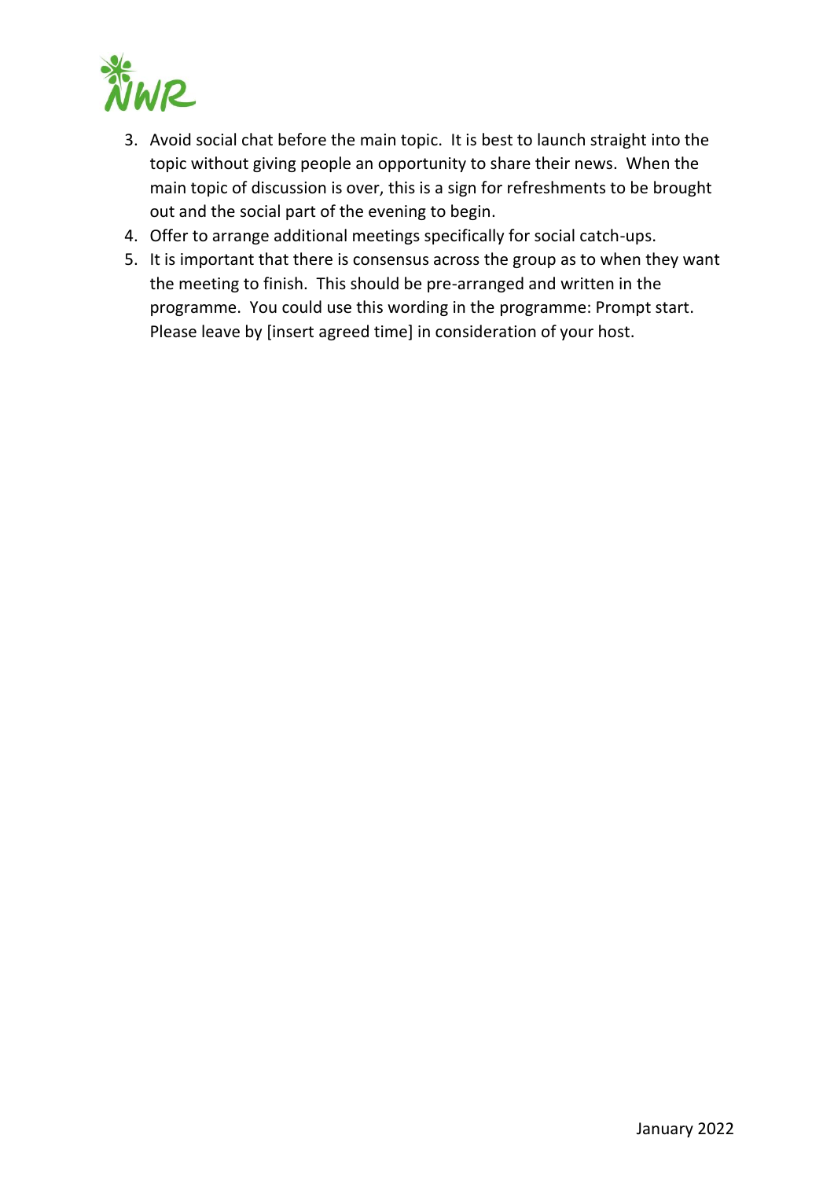3. Avoid social chat before the main topic. It is best to launch straight into the topic without giving people an opportunity to share their news. When the main topic of discussion is over, this is a sign for refreshments to be brought out and the social part of the evening to begin.
4. Offer to arrange additional meetings specifically for social catch-ups.
5. It is important that there is consensus across the group as to when they want the meeting to finish. This should be pre-arranged and written in the programme. You could use this wording in the programme: Prompt start. Please leave by [insert agreed time] in consideration of your host.

January 2022